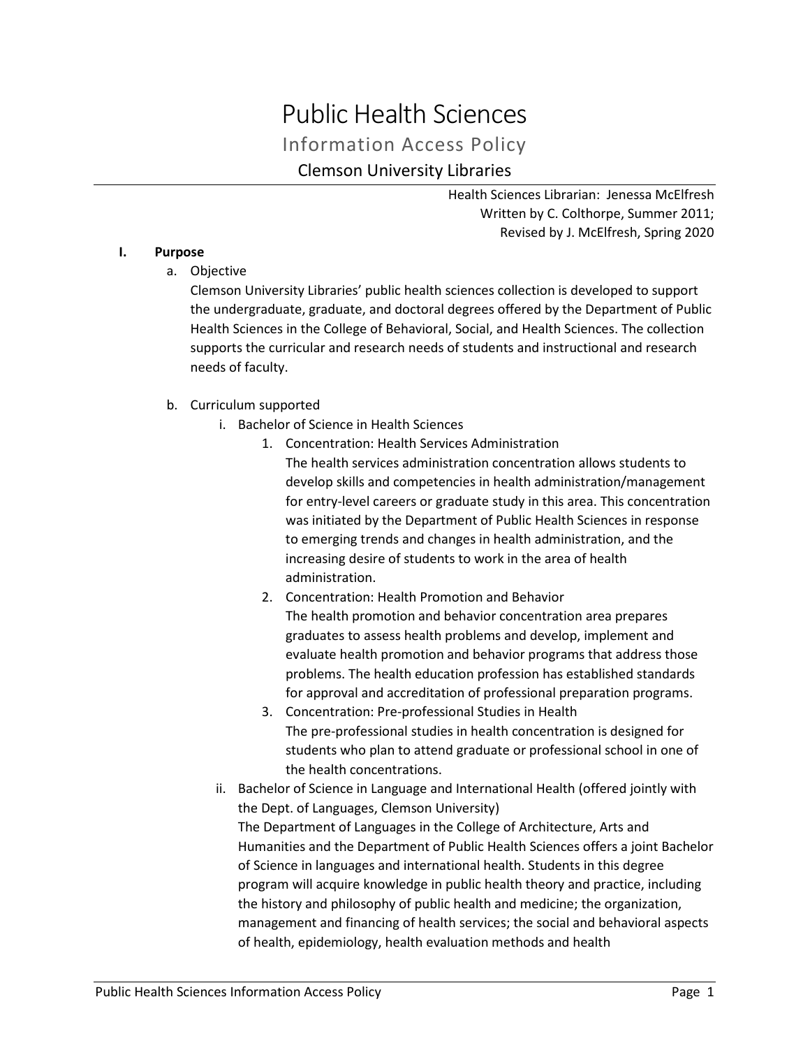# Public Health Sciences

## Information Access Policy

### Clemson University Libraries

Health Sciences Librarian: Jenessa McElfresh
Written by C. Colthorpe, Summer 2011;
Revised by J. McElfresh, Spring 2020

**I. Purpose**

a. Objective

Clemson University Libraries' public health sciences collection is developed to support the undergraduate, graduate, and doctoral degrees offered by the Department of Public Health Sciences in the College of Behavioral, Social, and Health Sciences. The collection supports the curricular and research needs of students and instructional and research needs of faculty.

b. Curriculum supported

i. Bachelor of Science in Health Sciences

1. Concentration: Health Services Administration

   The health services administration concentration allows students to develop skills and competencies in health administration/management for entry-level careers or graduate study in this area. This concentration was initiated by the Department of Public Health Sciences in response to emerging trends and changes in health administration, and the increasing desire of students to work in the area of health administration.

2. Concentration: Health Promotion and Behavior

   The health promotion and behavior concentration area prepares graduates to assess health problems and develop, implement and evaluate health promotion and behavior programs that address those problems. The health education profession has established standards for approval and accreditation of professional preparation programs.

3. Concentration: Pre-professional Studies in Health

   The pre-professional studies in health concentration is designed for students who plan to attend graduate or professional school in one of the health concentrations.

ii. Bachelor of Science in Language and International Health (offered jointly with the Dept. of Languages, Clemson University)

The Department of Languages in the College of Architecture, Arts and Humanities and the Department of Public Health Sciences offers a joint Bachelor of Science in languages and international health. Students in this degree program will acquire knowledge in public health theory and practice, including the history and philosophy of public health and medicine; the organization, management and financing of health services; the social and behavioral aspects of health, epidemiology, health evaluation methods and health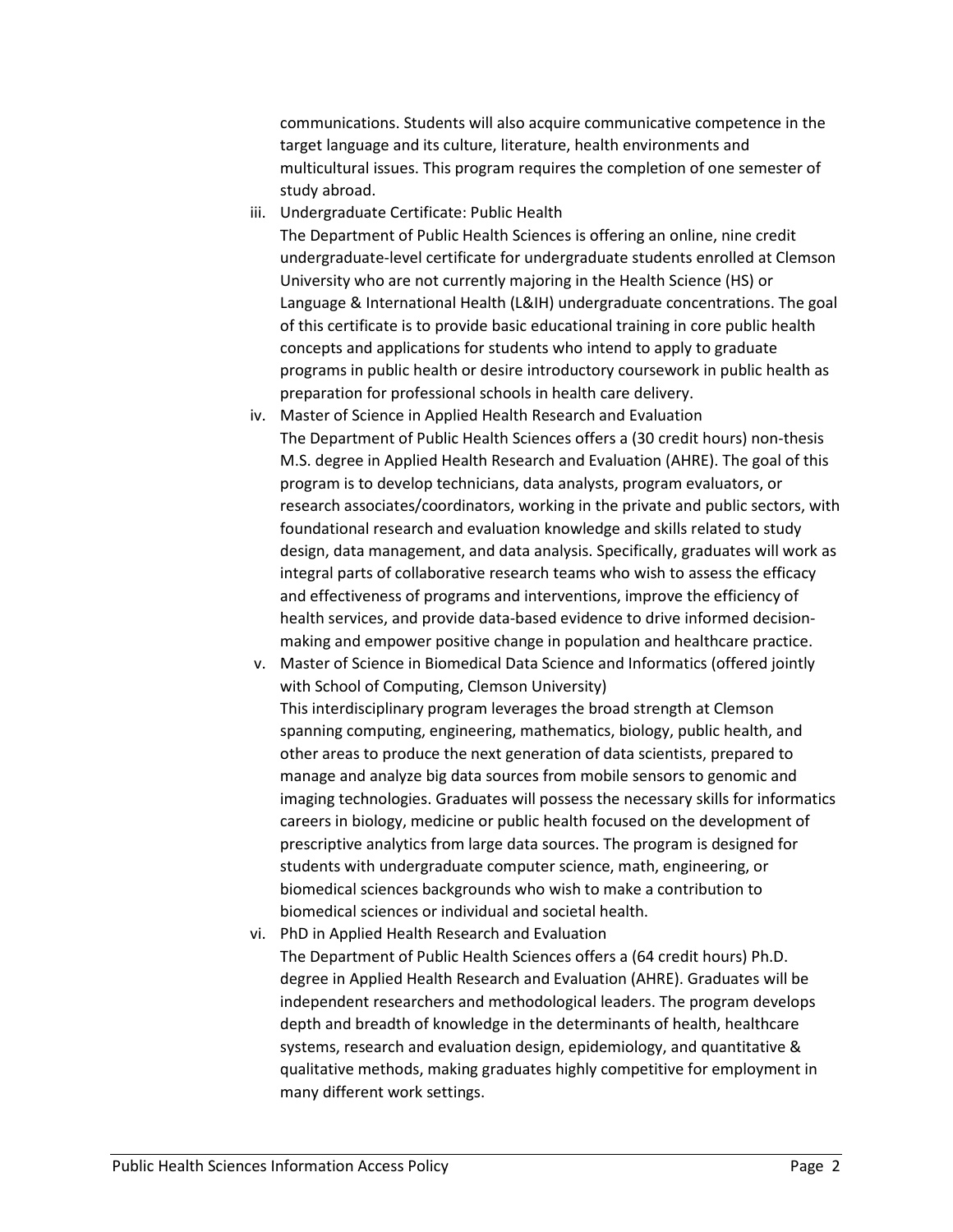communications. Students will also acquire communicative competence in the target language and its culture, literature, health environments and multicultural issues. This program requires the completion of one semester of study abroad.

iii. Undergraduate Certificate: Public Health
The Department of Public Health Sciences is offering an online, nine credit undergraduate-level certificate for undergraduate students enrolled at Clemson University who are not currently majoring in the Health Science (HS) or Language & International Health (L&IH) undergraduate concentrations. The goal of this certificate is to provide basic educational training in core public health concepts and applications for students who intend to apply to graduate programs in public health or desire introductory coursework in public health as preparation for professional schools in health care delivery.

iv. Master of Science in Applied Health Research and Evaluation
The Department of Public Health Sciences offers a (30 credit hours) non-thesis M.S. degree in Applied Health Research and Evaluation (AHRE). The goal of this program is to develop technicians, data analysts, program evaluators, or research associates/coordinators, working in the private and public sectors, with foundational research and evaluation knowledge and skills related to study design, data management, and data analysis. Specifically, graduates will work as integral parts of collaborative research teams who wish to assess the efficacy and effectiveness of programs and interventions, improve the efficiency of health services, and provide data-based evidence to drive informed decision-making and empower positive change in population and healthcare practice.

v. Master of Science in Biomedical Data Science and Informatics (offered jointly with School of Computing, Clemson University)
This interdisciplinary program leverages the broad strength at Clemson spanning computing, engineering, mathematics, biology, public health, and other areas to produce the next generation of data scientists, prepared to manage and analyze big data sources from mobile sensors to genomic and imaging technologies. Graduates will possess the necessary skills for informatics careers in biology, medicine or public health focused on the development of prescriptive analytics from large data sources. The program is designed for students with undergraduate computer science, math, engineering, or biomedical sciences backgrounds who wish to make a contribution to biomedical sciences or individual and societal health.

vi. PhD in Applied Health Research and Evaluation
The Department of Public Health Sciences offers a (64 credit hours) Ph.D. degree in Applied Health Research and Evaluation (AHRE). Graduates will be independent researchers and methodological leaders. The program develops depth and breadth of knowledge in the determinants of health, healthcare systems, research and evaluation design, epidemiology, and quantitative & qualitative methods, making graduates highly competitive for employment in many different work settings.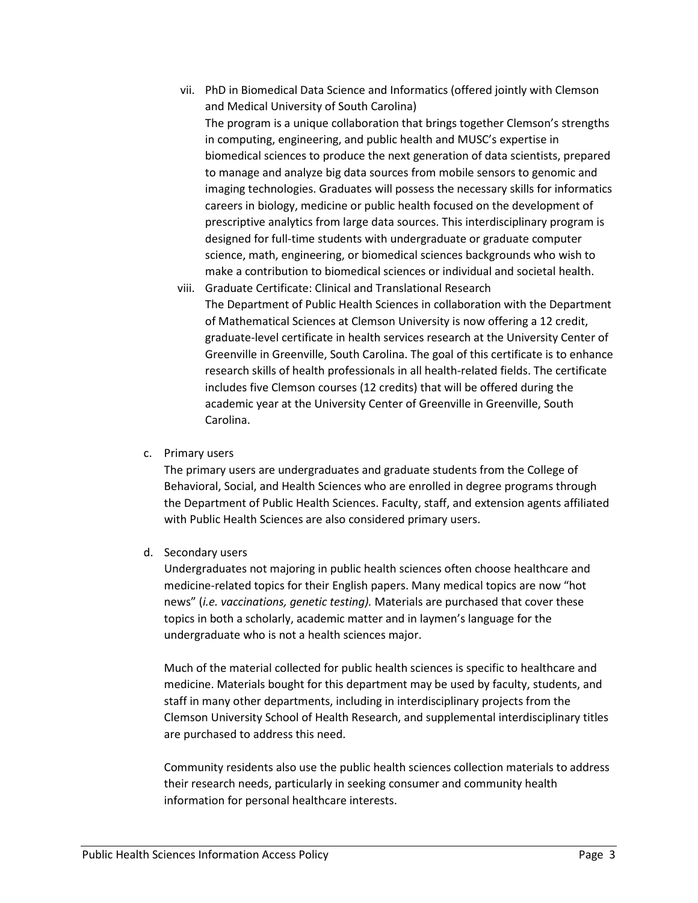vii. PhD in Biomedical Data Science and Informatics (offered jointly with Clemson and Medical University of South Carolina)

The program is a unique collaboration that brings together Clemson's strengths in computing, engineering, and public health and MUSC's expertise in biomedical sciences to produce the next generation of data scientists, prepared to manage and analyze big data sources from mobile sensors to genomic and imaging technologies. Graduates will possess the necessary skills for informatics careers in biology, medicine or public health focused on the development of prescriptive analytics from large data sources. This interdisciplinary program is designed for full-time students with undergraduate or graduate computer science, math, engineering, or biomedical sciences backgrounds who wish to make a contribution to biomedical sciences or individual and societal health.

viii. Graduate Certificate: Clinical and Translational Research

The Department of Public Health Sciences in collaboration with the Department of Mathematical Sciences at Clemson University is now offering a 12 credit, graduate-level certificate in health services research at the University Center of Greenville in Greenville, South Carolina. The goal of this certificate is to enhance research skills of health professionals in all health-related fields. The certificate includes five Clemson courses (12 credits) that will be offered during the academic year at the University Center of Greenville in Greenville, South Carolina.

c. Primary users

The primary users are undergraduates and graduate students from the College of Behavioral, Social, and Health Sciences who are enrolled in degree programs through the Department of Public Health Sciences. Faculty, staff, and extension agents affiliated with Public Health Sciences are also considered primary users.

d. Secondary users

Undergraduates not majoring in public health sciences often choose healthcare and medicine-related topics for their English papers. Many medical topics are now "hot news" (*i.e. vaccinations, genetic testing).* Materials are purchased that cover these topics in both a scholarly, academic matter and in laymen's language for the undergraduate who is not a health sciences major.

Much of the material collected for public health sciences is specific to healthcare and medicine. Materials bought for this department may be used by faculty, students, and staff in many other departments, including in interdisciplinary projects from the Clemson University School of Health Research, and supplemental interdisciplinary titles are purchased to address this need.

Community residents also use the public health sciences collection materials to address their research needs, particularly in seeking consumer and community health information for personal healthcare interests.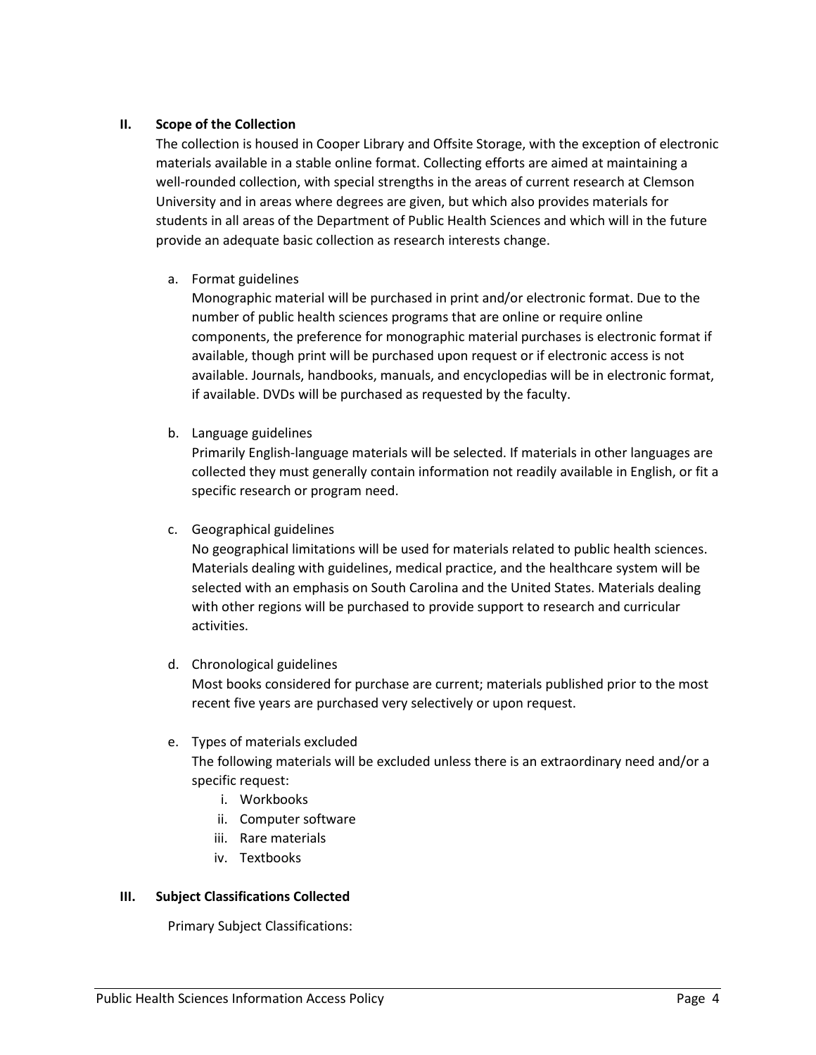## II. Scope of the Collection

The collection is housed in Cooper Library and Offsite Storage, with the exception of electronic materials available in a stable online format. Collecting efforts are aimed at maintaining a well-rounded collection, with special strengths in the areas of current research at Clemson University and in areas where degrees are given, but which also provides materials for students in all areas of the Department of Public Health Sciences and which will in the future provide an adequate basic collection as research interests change.

a. Format guidelines

Monographic material will be purchased in print and/or electronic format. Due to the number of public health sciences programs that are online or require online components, the preference for monographic material purchases is electronic format if available, though print will be purchased upon request or if electronic access is not available. Journals, handbooks, manuals, and encyclopedias will be in electronic format, if available. DVDs will be purchased as requested by the faculty.

b. Language guidelines

Primarily English-language materials will be selected. If materials in other languages are collected they must generally contain information not readily available in English, or fit a specific research or program need.

c. Geographical guidelines

No geographical limitations will be used for materials related to public health sciences. Materials dealing with guidelines, medical practice, and the healthcare system will be selected with an emphasis on South Carolina and the United States. Materials dealing with other regions will be purchased to provide support to research and curricular activities.

d. Chronological guidelines

Most books considered for purchase are current; materials published prior to the most recent five years are purchased very selectively or upon request.

e. Types of materials excluded

The following materials will be excluded unless there is an extraordinary need and/or a specific request:

i. Workbooks
ii. Computer software
iii. Rare materials
iv. Textbooks

## III. Subject Classifications Collected

Primary Subject Classifications: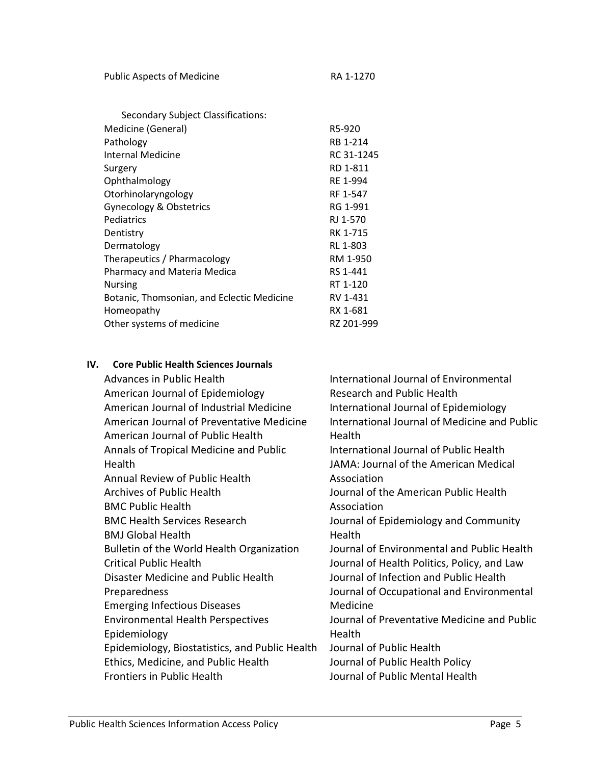| Public Aspects of Medicine | RA 1-1270 |
|---|---|

Secondary Subject Classifications:

| Subject | Classification |
|---|---|
| Medicine (General) | R5-920 |
| Pathology | RB 1-214 |
| Internal Medicine | RC 31-1245 |
| Surgery | RD 1-811 |
| Ophthalmology | RE 1-994 |
| Otorhinolaryngology | RF 1-547 |
| Gynecology & Obstetrics | RG 1-991 |
| Pediatrics | RJ 1-570 |
| Dentistry | RK 1-715 |
| Dermatology | RL 1-803 |
| Therapeutics / Pharmacology | RM 1-950 |
| Pharmacy and Materia Medica | RS 1-441 |
| Nursing | RT 1-120 |
| Botanic, Thomsonian, and Eclectic Medicine | RV 1-431 |
| Homeopathy | RX 1-681 |
| Other systems of medicine | RZ 201-999 |

## IV. Core Public Health Sciences Journals

Advances in Public Health
American Journal of Epidemiology
American Journal of Industrial Medicine
American Journal of Preventative Medicine
American Journal of Public Health
Annals of Tropical Medicine and Public Health
Annual Review of Public Health
Archives of Public Health
BMC Public Health
BMC Health Services Research
BMJ Global Health
Bulletin of the World Health Organization
Critical Public Health
Disaster Medicine and Public Health Preparedness
Emerging Infectious Diseases
Environmental Health Perspectives
Epidemiology
Epidemiology, Biostatistics, and Public Health
Ethics, Medicine, and Public Health
Frontiers in Public Health
International Journal of Environmental Research and Public Health
International Journal of Epidemiology
International Journal of Medicine and Public Health
International Journal of Public Health
JAMA: Journal of the American Medical Association
Journal of the American Public Health Association
Journal of Epidemiology and Community Health
Journal of Environmental and Public Health
Journal of Health Politics, Policy, and Law
Journal of Infection and Public Health
Journal of Occupational and Environmental Medicine
Journal of Preventative Medicine and Public Health
Journal of Public Health
Journal of Public Health Policy
Journal of Public Mental Health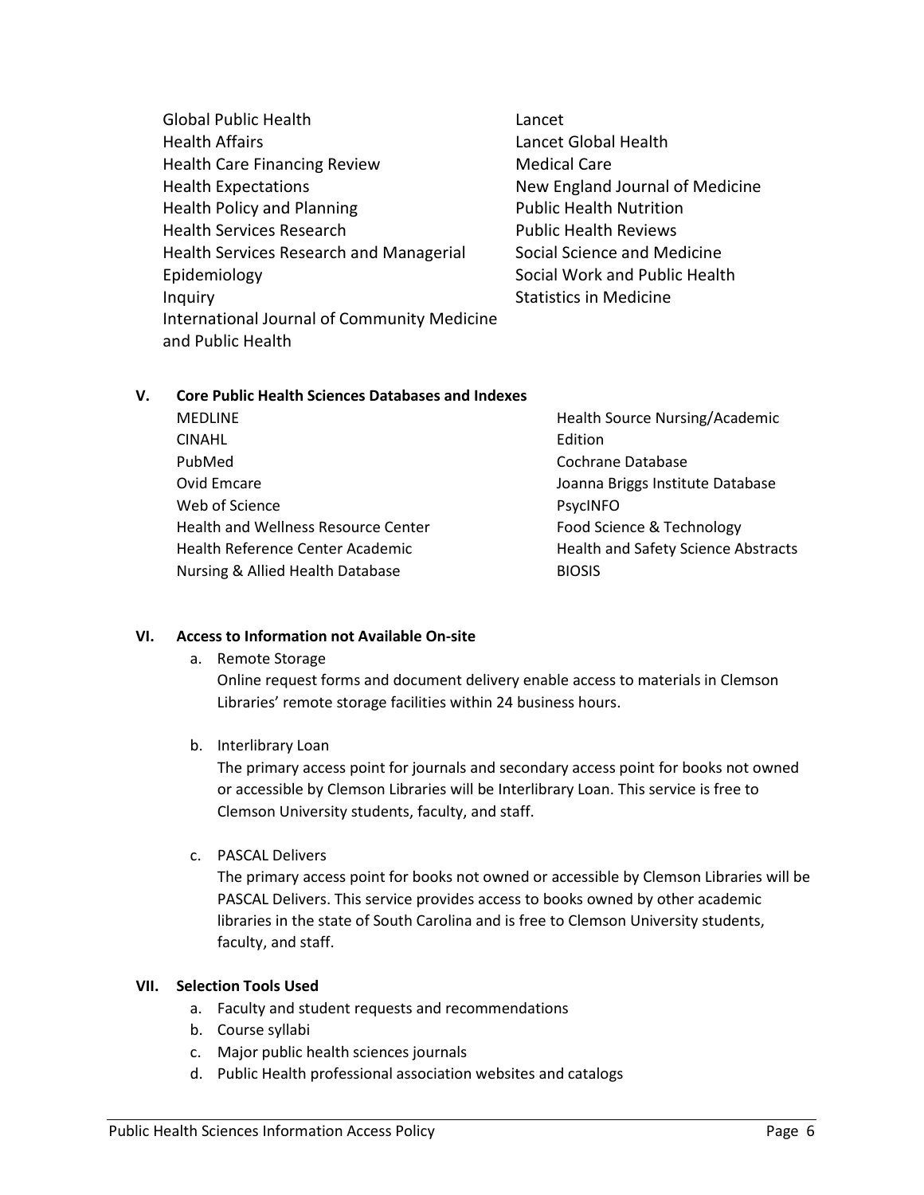- Global Public Health
- Health Affairs
- Health Care Financing Review
- Health Expectations
- Health Policy and Planning
- Health Services Research
- Health Services Research and Managerial Epidemiology
- Inquiry
- International Journal of Community Medicine and Public Health
- Lancet
- Lancet Global Health
- Medical Care
- New England Journal of Medicine
- Public Health Nutrition
- Public Health Reviews
- Social Science and Medicine
- Social Work and Public Health
- Statistics in Medicine

## V. Core Public Health Sciences Databases and Indexes

- MEDLINE
- CINAHL
- PubMed
- Ovid Emcare
- Web of Science
- Health and Wellness Resource Center
- Health Reference Center Academic
- Nursing & Allied Health Database
- Health Source Nursing/Academic Edition
- Cochrane Database
- Joanna Briggs Institute Database
- PsycINFO
- Food Science & Technology
- Health and Safety Science Abstracts
- BIOSIS

## VI. Access to Information not Available On-site

a. Remote Storage

Online request forms and document delivery enable access to materials in Clemson Libraries' remote storage facilities within 24 business hours.

b. Interlibrary Loan

The primary access point for journals and secondary access point for books not owned or accessible by Clemson Libraries will be Interlibrary Loan. This service is free to Clemson University students, faculty, and staff.

c. PASCAL Delivers

The primary access point for books not owned or accessible by Clemson Libraries will be PASCAL Delivers. This service provides access to books owned by other academic libraries in the state of South Carolina and is free to Clemson University students, faculty, and staff.

## VII. Selection Tools Used

a. Faculty and student requests and recommendations
b. Course syllabi
c. Major public health sciences journals
d. Public Health professional association websites and catalogs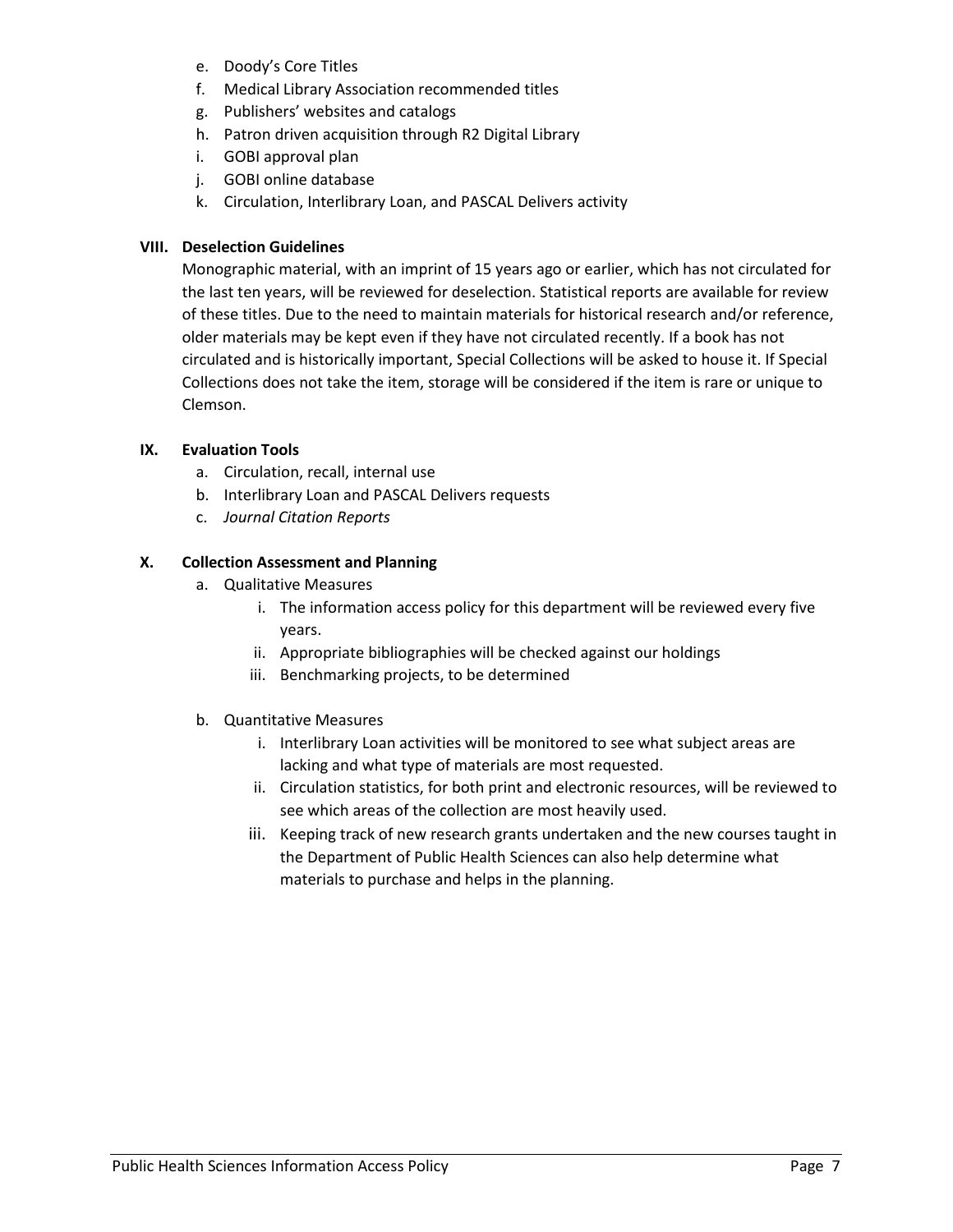e. Doody's Core Titles
f. Medical Library Association recommended titles
g. Publishers' websites and catalogs
h. Patron driven acquisition through R2 Digital Library
i. GOBI approval plan
j. GOBI online database
k. Circulation, Interlibrary Loan, and PASCAL Delivers activity

## VIII. Deselection Guidelines

Monographic material, with an imprint of 15 years ago or earlier, which has not circulated for the last ten years, will be reviewed for deselection. Statistical reports are available for review of these titles. Due to the need to maintain materials for historical research and/or reference, older materials may be kept even if they have not circulated recently. If a book has not circulated and is historically important, Special Collections will be asked to house it. If Special Collections does not take the item, storage will be considered if the item is rare or unique to Clemson.

## IX. Evaluation Tools

a. Circulation, recall, internal use
b. Interlibrary Loan and PASCAL Delivers requests
c. *Journal Citation Reports*

## X. Collection Assessment and Planning

a. Qualitative Measures
   i. The information access policy for this department will be reviewed every five years.
   ii. Appropriate bibliographies will be checked against our holdings
   iii. Benchmarking projects, to be determined

b. Quantitative Measures
   i. Interlibrary Loan activities will be monitored to see what subject areas are lacking and what type of materials are most requested.
   ii. Circulation statistics, for both print and electronic resources, will be reviewed to see which areas of the collection are most heavily used.
   iii. Keeping track of new research grants undertaken and the new courses taught in the Department of Public Health Sciences can also help determine what materials to purchase and helps in the planning.